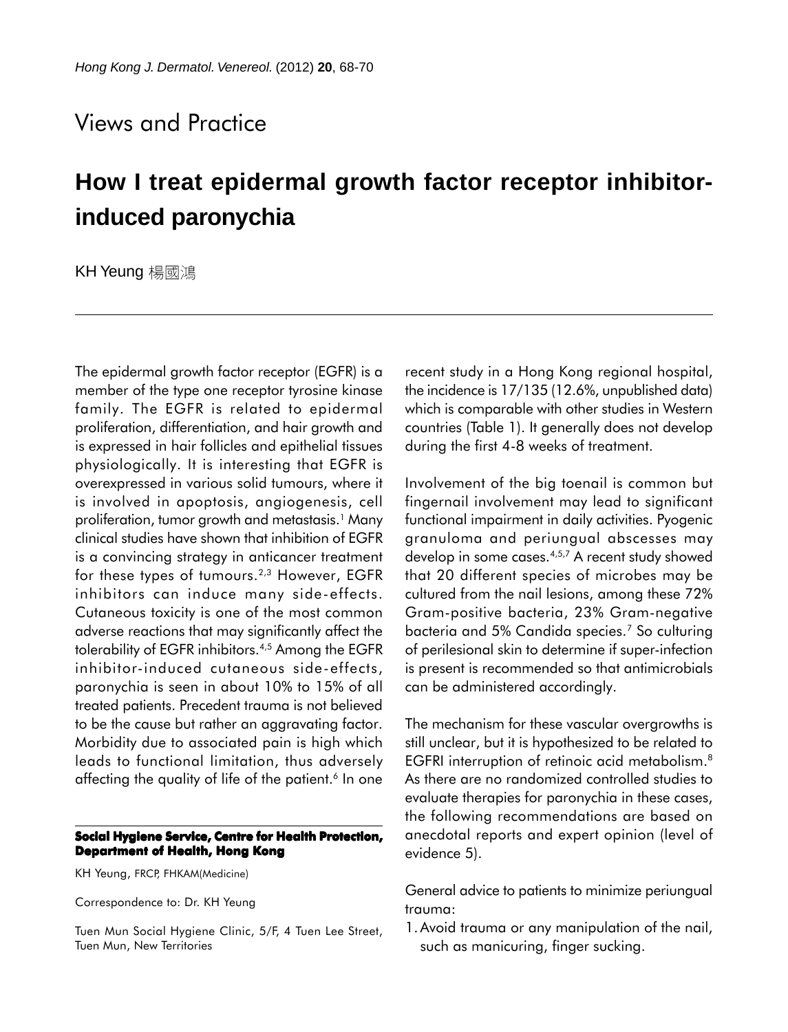## Views and Practice

# How I treat epidermal growth factor receptor inhibitor-induced paronychia

KH Yeung 楊國鴻

The epidermal growth factor receptor (EGFR) is a member of the type one receptor tyrosine kinase family. The EGFR is related to epidermal proliferation, differentiation, and hair growth and is expressed in hair follicles and epithelial tissues physiologically. It is interesting that EGFR is overexpressed in various solid tumours, where it is involved in apoptosis, angiogenesis, cell proliferation, tumor growth and metastasis.[1] Many clinical studies have shown that inhibition of EGFR is a convincing strategy in anticancer treatment for these types of tumours.[2,3] However, EGFR inhibitors can induce many side-effects. Cutaneous toxicity is one of the most common adverse reactions that may significantly affect the tolerability of EGFR inhibitors.[4,5] Among the EGFR inhibitor-induced cutaneous side-effects, paronychia is seen in about 10% to 15% of all treated patients. Precedent trauma is not believed to be the cause but rather an aggravating factor. Morbidity due to associated pain is high which leads to functional limitation, thus adversely affecting the quality of life of the patient.[6] In one recent study in a Hong Kong regional hospital, the incidence is 17/135 (12.6%, unpublished data) which is comparable with other studies in Western countries (Table 1). It generally does not develop during the first 4-8 weeks of treatment.

Involvement of the big toenail is common but fingernail involvement may lead to significant functional impairment in daily activities. Pyogenic granuloma and periungual abscesses may develop in some cases.[4,5,7] A recent study showed that 20 different species of microbes may be cultured from the nail lesions, among these 72% Gram-positive bacteria, 23% Gram-negative bacteria and 5% Candida species.[7] So culturing of perilesional skin to determine if super-infection is present is recommended so that antimicrobials can be administered accordingly.

The mechanism for these vascular overgrowths is still unclear, but it is hypothesized to be related to EGFRI interruption of retinoic acid metabolism.[8] As there are no randomized controlled studies to evaluate therapies for paronychia in these cases, the following recommendations are based on anecdotal reports and expert opinion (level of evidence 5).

General advice to patients to minimize periungual trauma:

1. Avoid trauma or any manipulation of the nail, such as manicuring, finger sucking.

**Social Hygiene Service, Centre for Health Protection, Department of Health, Hong Kong**

KH Yeung, FRCP, FHKAM(Medicine)

Correspondence to: Dr. KH Yeung

Tuen Mun Social Hygiene Clinic, 5/F, 4 Tuen Lee Street, Tuen Mun, New Territories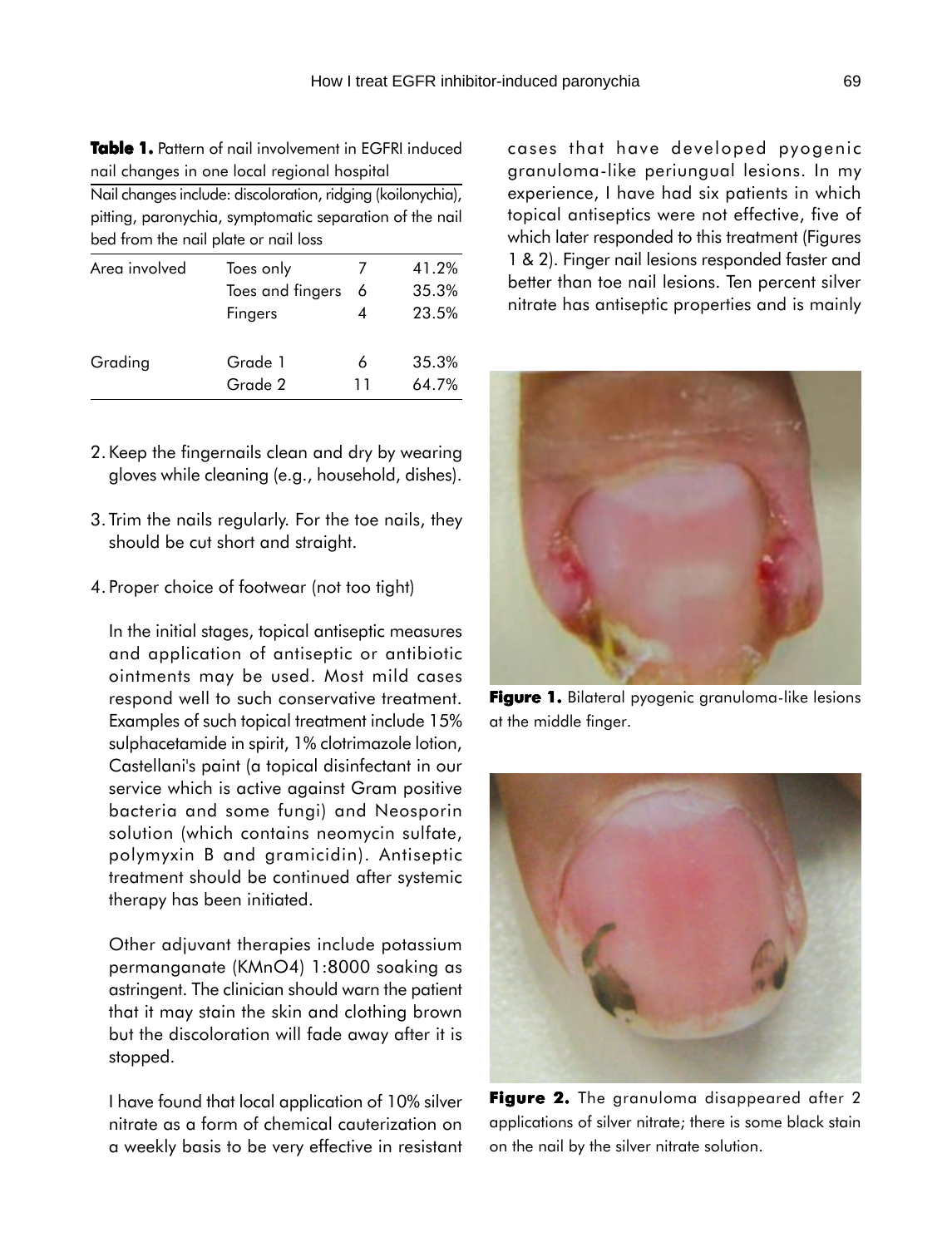**Table 1.** Pattern of nail involvement in EGFRI induced nail changes in one local regional hospital

Nail changes include: discoloration, ridging (koilonychia), pitting, paronychia, symptomatic separation of the nail bed from the nail plate or nail loss

| | | | |
|---|---|---|---|
| Area involved | Toes only | 7 | 41.2% |
| | Toes and fingers | 6 | 35.3% |
| | Fingers | 4 | 23.5% |
| Grading | Grade 1 | 6 | 35.3% |
| | Grade 2 | 11 | 64.7% |

2. Keep the fingernails clean and dry by wearing gloves while cleaning (e.g., household, dishes).

3. Trim the nails regularly. For the toe nails, they should be cut short and straight.

4. Proper choice of footwear (not too tight)

In the initial stages, topical antiseptic measures and application of antiseptic or antibiotic ointments may be used. Most mild cases respond well to such conservative treatment. Examples of such topical treatment include 15% sulphacetamide in spirit, 1% clotrimazole lotion, Castellani's paint (a topical disinfectant in our service which is active against Gram positive bacteria and some fungi) and Neosporin solution (which contains neomycin sulfate, polymyxin B and gramicidin). Antiseptic treatment should be continued after systemic therapy has been initiated.

Other adjuvant therapies include potassium permanganate ($KMnO_4$) 1:8000 soaking as astringent. The clinician should warn the patient that it may stain the skin and clothing brown but the discoloration will fade away after it is stopped.

I have found that local application of 10% silver nitrate as a form of chemical cauterization on a weekly basis to be very effective in resistant cases that have developed pyogenic granuloma-like periungual lesions. In my experience, I have had six patients in which topical antiseptics were not effective, five of which later responded to this treatment (Figures 1 & 2). Finger nail lesions responded faster and better than toe nail lesions. Ten percent silver nitrate has antiseptic properties and is mainly

**Figure 1.** Bilateral pyogenic granuloma-like lesions at the middle finger.

**Figure 2.** The granuloma disappeared after 2 applications of silver nitrate; there is some black stain on the nail by the silver nitrate solution.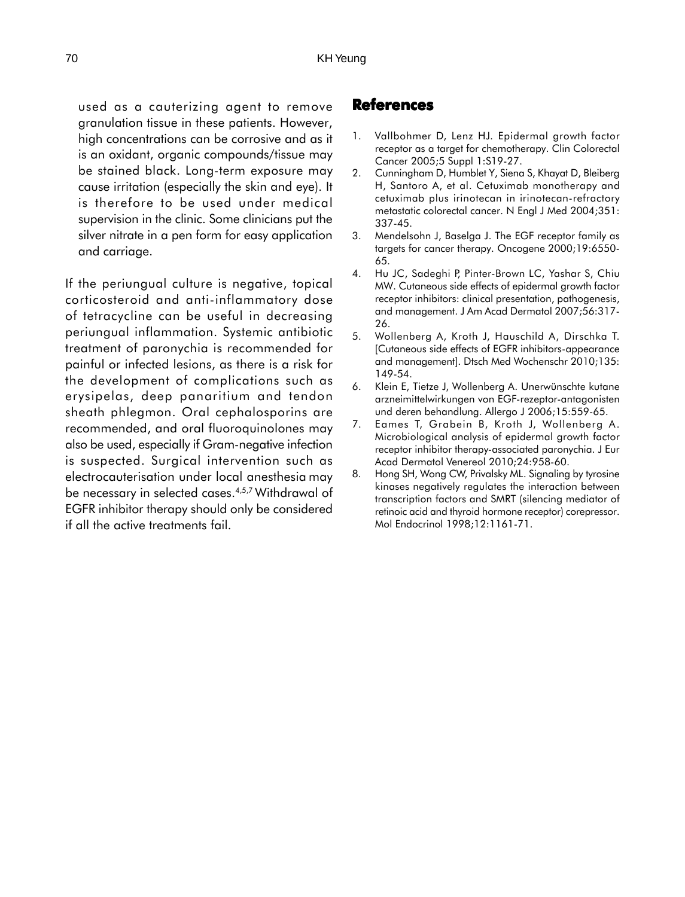used as a cauterizing agent to remove granulation tissue in these patients. However, high concentrations can be corrosive and as it is an oxidant, organic compounds/tissue may be stained black. Long-term exposure may cause irritation (especially the skin and eye). It is therefore to be used under medical supervision in the clinic. Some clinicians put the silver nitrate in a pen form for easy application and carriage.

If the periungual culture is negative, topical corticosteroid and anti-inflammatory dose of tetracycline can be useful in decreasing periungual inflammation. Systemic antibiotic treatment of paronychia is recommended for painful or infected lesions, as there is a risk for the development of complications such as erysipelas, deep panaritium and tendon sheath phlegmon. Oral cephalosporins are recommended, and oral fluoroquinolones may also be used, especially if Gram-negative infection is suspected. Surgical intervention such as electrocauterisation under local anesthesia may be necessary in selected cases.[4,5,7] Withdrawal of EGFR inhibitor therapy should only be considered if all the active treatments fail.

## References

1. Vallbohmer D, Lenz HJ. Epidermal growth factor receptor as a target for chemotherapy. Clin Colorectal Cancer 2005;5 Suppl 1:S19-27.
2. Cunningham D, Humblet Y, Siena S, Khayat D, Bleiberg H, Santoro A, et al. Cetuximab monotherapy and cetuximab plus irinotecan in irinotecan-refractory metastatic colorectal cancer. N Engl J Med 2004;351: 337-45.
3. Mendelsohn J, Baselga J. The EGF receptor family as targets for cancer therapy. Oncogene 2000;19:6550-65.
4. Hu JC, Sadeghi P, Pinter-Brown LC, Yashar S, Chiu MW. Cutaneous side effects of epidermal growth factor receptor inhibitors: clinical presentation, pathogenesis, and management. J Am Acad Dermatol 2007;56:317-26.
5. Wollenberg A, Kroth J, Hauschild A, Dirschka T. [Cutaneous side effects of EGFR inhibitors-appearance and management]. Dtsch Med Wochenschr 2010;135: 149-54.
6. Klein E, Tietze J, Wollenberg A. Unerwünschte kutane arzneimittelwirkungen von EGF-rezeptor-antagonisten und deren behandlung. Allergo J 2006;15:559-65.
7. Eames T, Grabein B, Kroth J, Wollenberg A. Microbiological analysis of epidermal growth factor receptor inhibitor therapy-associated paronychia. J Eur Acad Dermatol Venereol 2010;24:958-60.
8. Hong SH, Wong CW, Privalsky ML. Signaling by tyrosine kinases negatively regulates the interaction between transcription factors and SMRT (silencing mediator of retinoic acid and thyroid hormone receptor) corepressor. Mol Endocrinol 1998;12:1161-71.